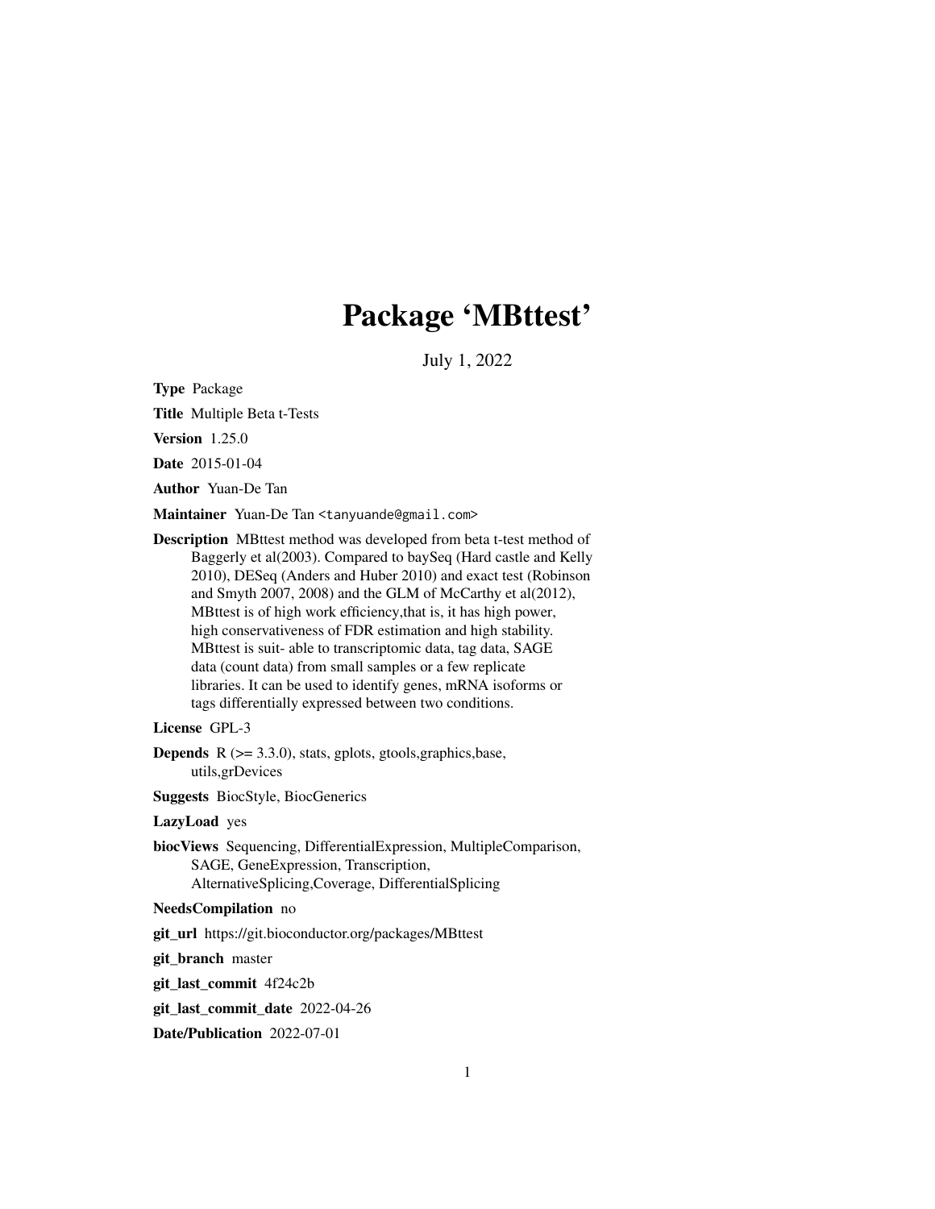# Package 'MBttest'

July 1, 2022

**Type** Package

**Title** Multiple Beta t-Tests

**Version** 1.25.0

**Date** 2015-01-04

**Author** Yuan-De Tan

**Maintainer** Yuan-De Tan <tanyuande@gmail.com>

**Description** MBttest method was developed from beta t-test method of Baggerly et al(2003). Compared to baySeq (Hard castle and Kelly 2010), DESeq (Anders and Huber 2010) and exact test (Robinson and Smyth 2007, 2008) and the GLM of McCarthy et al(2012), MBttest is of high work efficiency,that is, it has high power, high conservativeness of FDR estimation and high stability. MBttest is suit- able to transcriptomic data, tag data, SAGE data (count data) from small samples or a few replicate libraries. It can be used to identify genes, mRNA isoforms or tags differentially expressed between two conditions.

**License** GPL-3

**Depends** R (>= 3.3.0), stats, gplots, gtools,graphics,base, utils,grDevices

**Suggests** BiocStyle, BiocGenerics

**LazyLoad** yes

**biocViews** Sequencing, DifferentialExpression, MultipleComparison, SAGE, GeneExpression, Transcription, AlternativeSplicing,Coverage, DifferentialSplicing

**NeedsCompilation** no

**git_url** https://git.bioconductor.org/packages/MBttest

**git_branch** master

**git_last_commit** 4f24c2b

**git_last_commit_date** 2022-04-26

**Date/Publication** 2022-07-01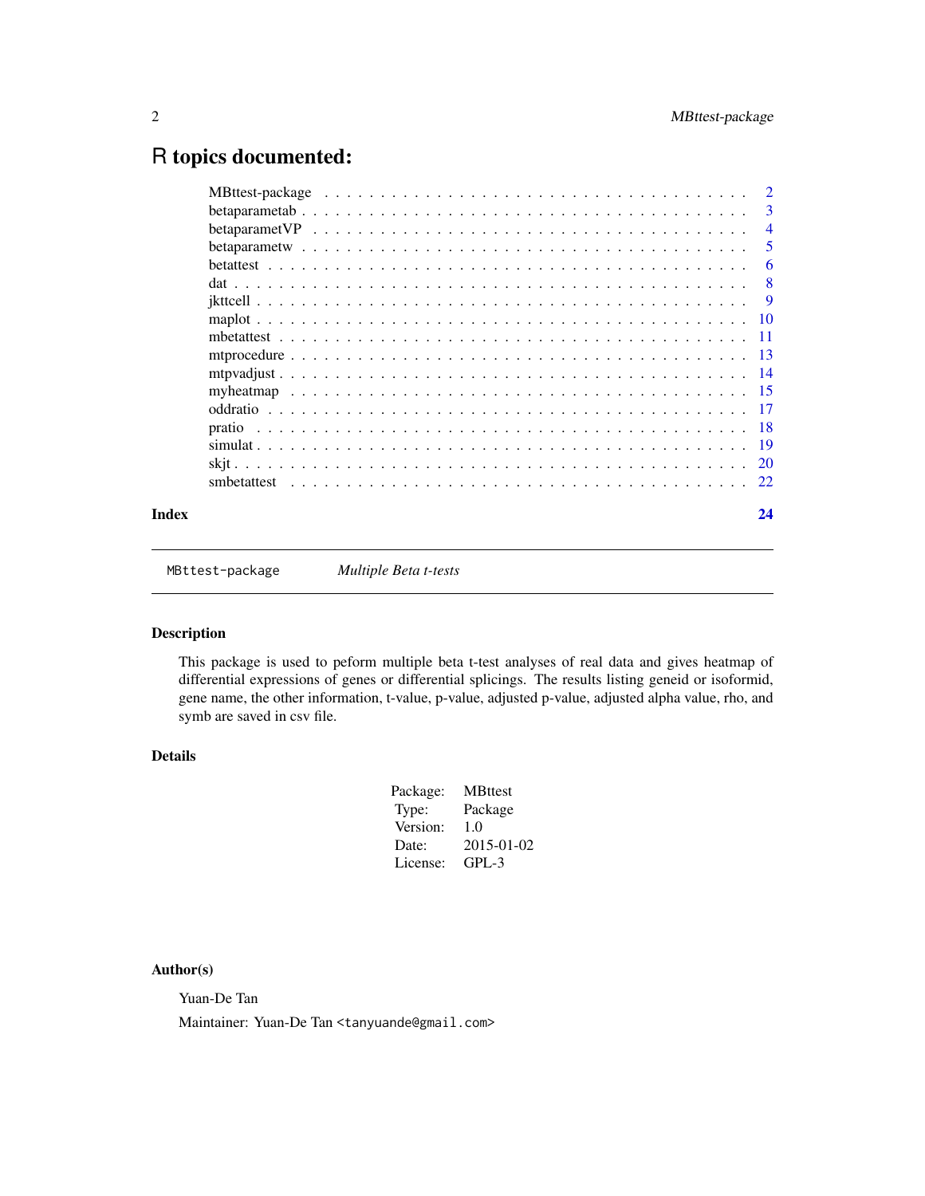# R topics documented:

| | |
|---|---|
| MBttest-package | 2 |
| betaparametab | 3 |
| betaparametVP | 4 |
| betaparametw | 5 |
| betattest | 6 |
| dat | 8 |
| jkttcell | 9 |
| maplot | 10 |
| mbetattest | 11 |
| mtprocedure | 13 |
| mtpvadjust | 14 |
| myheatmap | 15 |
| oddratio | 17 |
| pratio | 18 |
| simulat | 19 |
| skjt | 20 |
| smbetattest | 22 |

**Index** **24**

---

MBttest-package *Multiple Beta t-tests*

---

## Description

This package is used to peform multiple beta t-test analyses of real data and gives heatmap of differential expressions of genes or differential splicings. The results listing geneid or isoformid, gene name, the other information, t-value, p-value, adjusted p-value, adjusted alpha value, rho, and symb are saved in csv file.

## Details

| | |
|---|---|
| Package: | MBttest |
| Type: | Package |
| Version: | 1.0 |
| Date: | 2015-01-02 |
| License: | GPL-3 |

## Author(s)

Yuan-De Tan

Maintainer: Yuan-De Tan <tanyuande@gmail.com>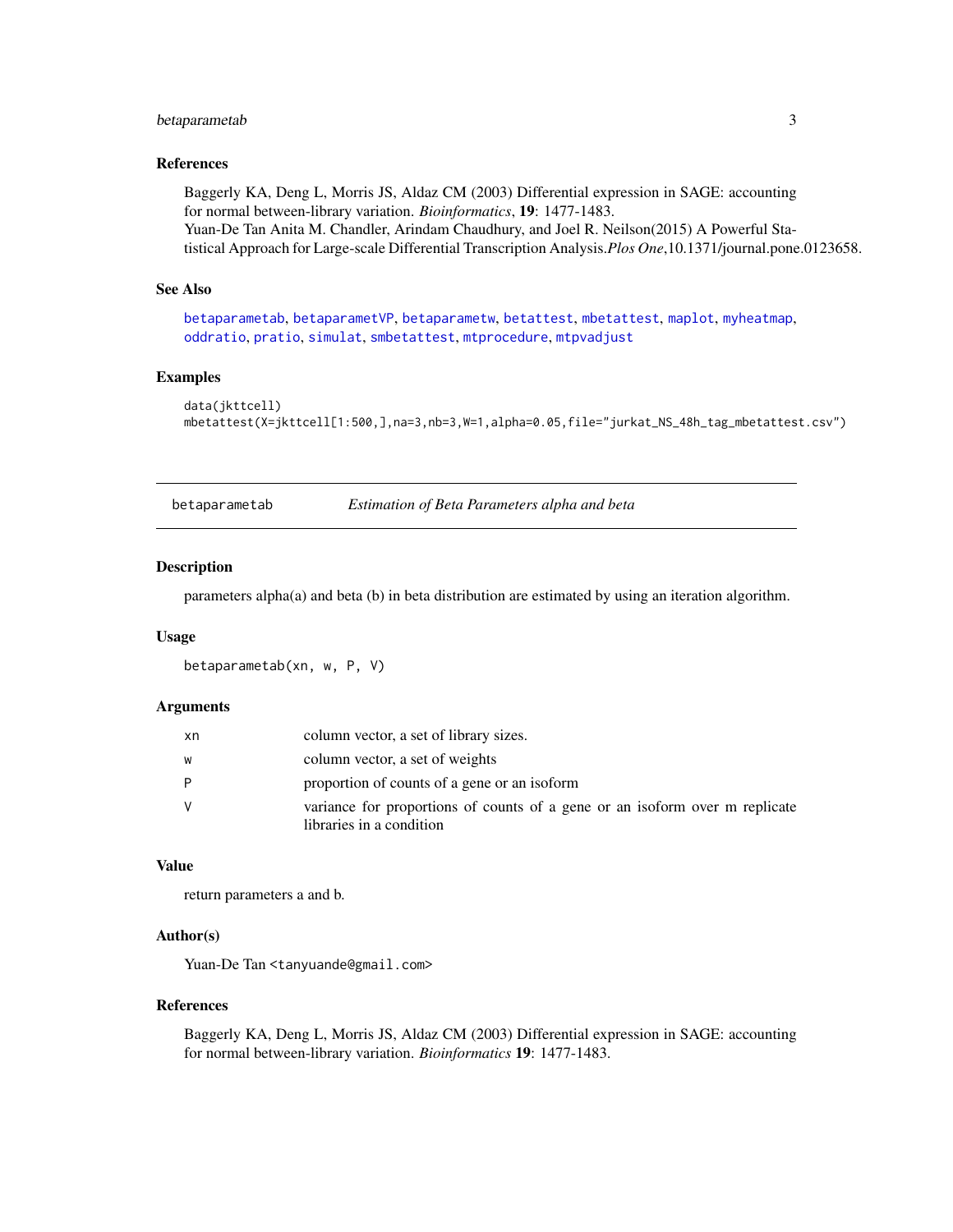## References

Baggerly KA, Deng L, Morris JS, Aldaz CM (2003) Differential expression in SAGE: accounting for normal between-library variation. *Bioinformatics*, **19**: 1477-1483.
Yuan-De Tan Anita M. Chandler, Arindam Chaudhury, and Joel R. Neilson(2015) A Powerful Statistical Approach for Large-scale Differential Transcription Analysis.*Plos One*,10.1371/journal.pone.0123658.

## See Also

betaparametab, betaparametVP, betaparametw, betattest, mbetattest, maplot, myheatmap, oddratio, pratio, simulat, smbetattest, mtprocedure, mtpvadjust

## Examples

```
data(jkttcell)
mbetattest(X=jkttcell[1:500,],na=3,nb=3,W=1,alpha=0.05,file="jurkat_NS_48h_tag_mbetattest.csv")
```

---

# betaparametab — *Estimation of Beta Parameters alpha and beta*

## Description

parameters alpha(a) and beta (b) in beta distribution are estimated by using an iteration algorithm.

## Usage

```
betaparametab(xn, w, P, V)
```

## Arguments

| | |
|---|---|
| xn | column vector, a set of library sizes. |
| w | column vector, a set of weights |
| P | proportion of counts of a gene or an isoform |
| V | variance for proportions of counts of a gene or an isoform over m replicate libraries in a condition |

## Value

return parameters a and b.

## Author(s)

Yuan-De Tan <tanyuande@gmail.com>

## References

Baggerly KA, Deng L, Morris JS, Aldaz CM (2003) Differential expression in SAGE: accounting for normal between-library variation. *Bioinformatics* **19**: 1477-1483.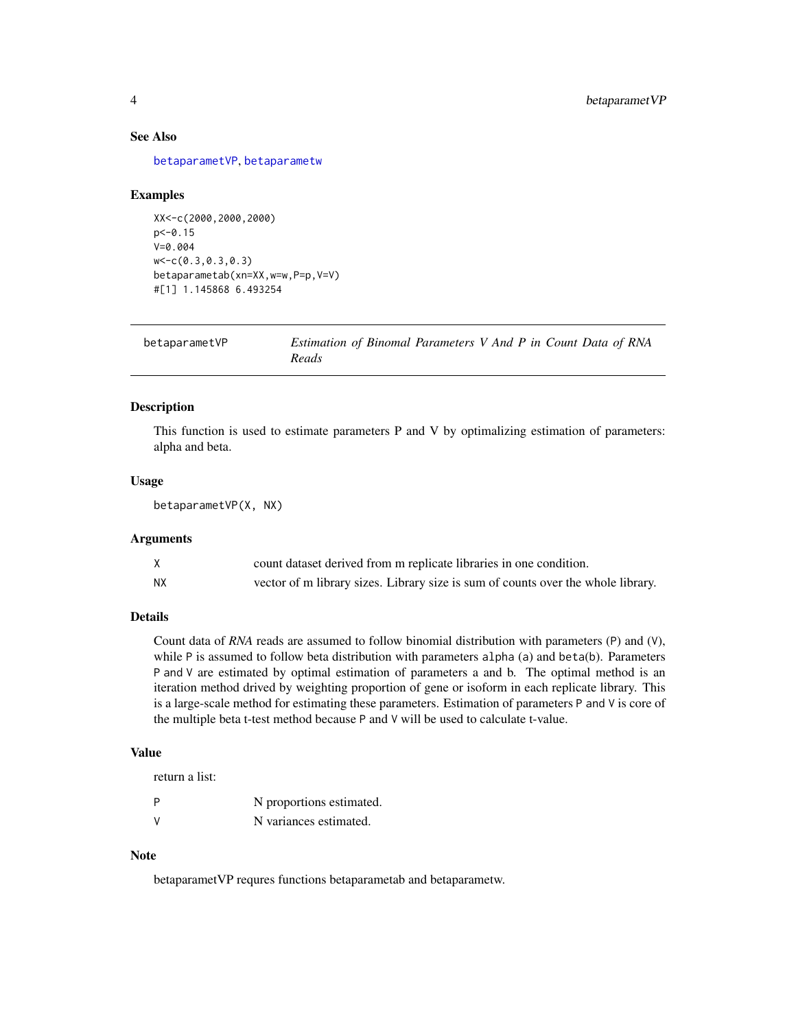### See Also

betaparametVP, betaparametw

### Examples

```
XX<-c(2000,2000,2000)
p<-0.15
V=0.004
w<-c(0.3,0.3,0.3)
betaparametab(xn=XX,w=w,P=p,V=V)
#[1] 1.145868 6.493254
```

---

## betaparametVP — *Estimation of Binomal Parameters V And P in Count Data of RNA Reads*

---

### Description

This function is used to estimate parameters P and V by optimalizing estimation of parameters: alpha and beta.

### Usage

```
betaparametVP(X, NX)
```

### Arguments

| | |
|---|---|
| X | count dataset derived from m replicate libraries in one condition. |
| NX | vector of m library sizes. Library size is sum of counts over the whole library. |

### Details

Count data of *RNA* reads are assumed to follow binomial distribution with parameters (P) and (V), while P is assumed to follow beta distribution with parameters alpha (a) and beta(b). Parameters P and V are estimated by optimal estimation of parameters a and b. The optimal method is an iteration method drived by weighting proportion of gene or isoform in each replicate library. This is a large-scale method for estimating these parameters. Estimation of parameters P and V is core of the multiple beta t-test method because P and V will be used to calculate t-value.

### Value

return a list:

| | |
|---|---|
| P | N proportions estimated. |
| V | N variances estimated. |

### Note

betaparametVP requres functions betaparametab and betaparametw.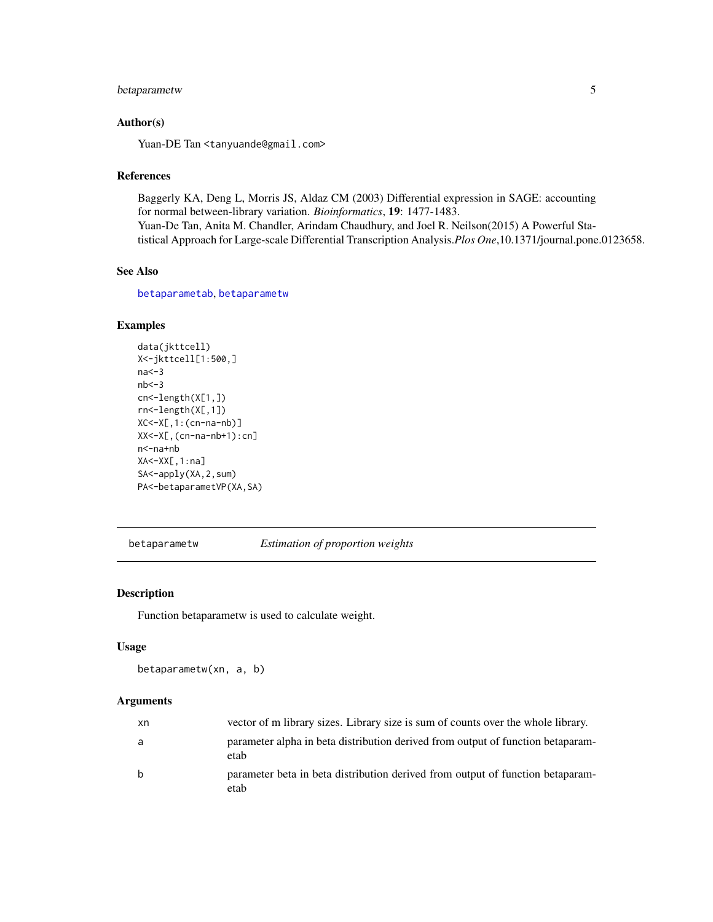## Author(s)

Yuan-DE Tan <tanyuande@gmail.com>

## References

Baggerly KA, Deng L, Morris JS, Aldaz CM (2003) Differential expression in SAGE: accounting for normal between-library variation. *Bioinformatics*, **19**: 1477-1483.
Yuan-De Tan, Anita M. Chandler, Arindam Chaudhury, and Joel R. Neilson(2015) A Powerful Statistical Approach for Large-scale Differential Transcription Analysis.*Plos One*,10.1371/journal.pone.0123658.

## See Also

betaparametab, betaparametw

## Examples

```
data(jkttcell)
X<-jkttcell[1:500,]
na<-3
nb<-3
cn<-length(X[1,])
rn<-length(X[,1])
XC<-X[,1:(cn-na-nb)]
XX<-X[,(cn-na-nb+1):cn]
n<-na+nb
XA<-XX[,1:na]
SA<-apply(XA,2,sum)
PA<-betaparametVP(XA,SA)
```

---

# betaparametw — *Estimation of proportion weights*

## Description

Function betaparametw is used to calculate weight.

## Usage

```
betaparametw(xn, a, b)
```

## Arguments

| | |
|---|---|
| xn | vector of m library sizes. Library size is sum of counts over the whole library. |
| a | parameter alpha in beta distribution derived from output of function betaparametab |
| b | parameter beta in beta distribution derived from output of function betaparametab |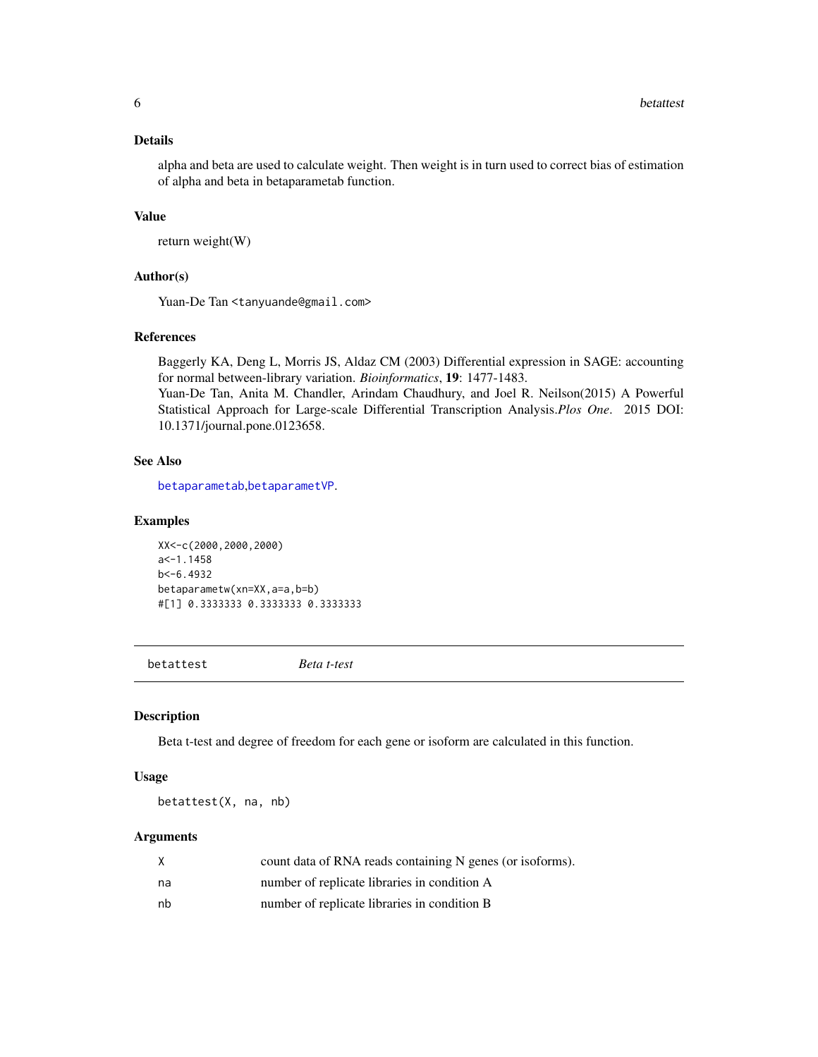### Details

alpha and beta are used to calculate weight. Then weight is in turn used to correct bias of estimation of alpha and beta in betaparametab function.

### Value

return weight(W)

### Author(s)

Yuan-De Tan <tanyuande@gmail.com>

### References

Baggerly KA, Deng L, Morris JS, Aldaz CM (2003) Differential expression in SAGE: accounting for normal between-library variation. *Bioinformatics*, **19**: 1477-1483.
Yuan-De Tan, Anita M. Chandler, Arindam Chaudhury, and Joel R. Neilson(2015) A Powerful Statistical Approach for Large-scale Differential Transcription Analysis.*Plos One*. 2015 DOI: 10.1371/journal.pone.0123658.

### See Also

betaparametab,betaparametVP.

### Examples

```
XX<-c(2000,2000,2000)
a<-1.1458
b<-6.4932
betaparametw(xn=XX,a=a,b=b)
#[1] 0.3333333 0.3333333 0.3333333
```

---

## betattest *Beta t-test*

### Description

Beta t-test and degree of freedom for each gene or isoform are calculated in this function.

### Usage

```
betattest(X, na, nb)
```

### Arguments

| | |
|---|---|
| X | count data of RNA reads containing N genes (or isoforms). |
| na | number of replicate libraries in condition A |
| nb | number of replicate libraries in condition B |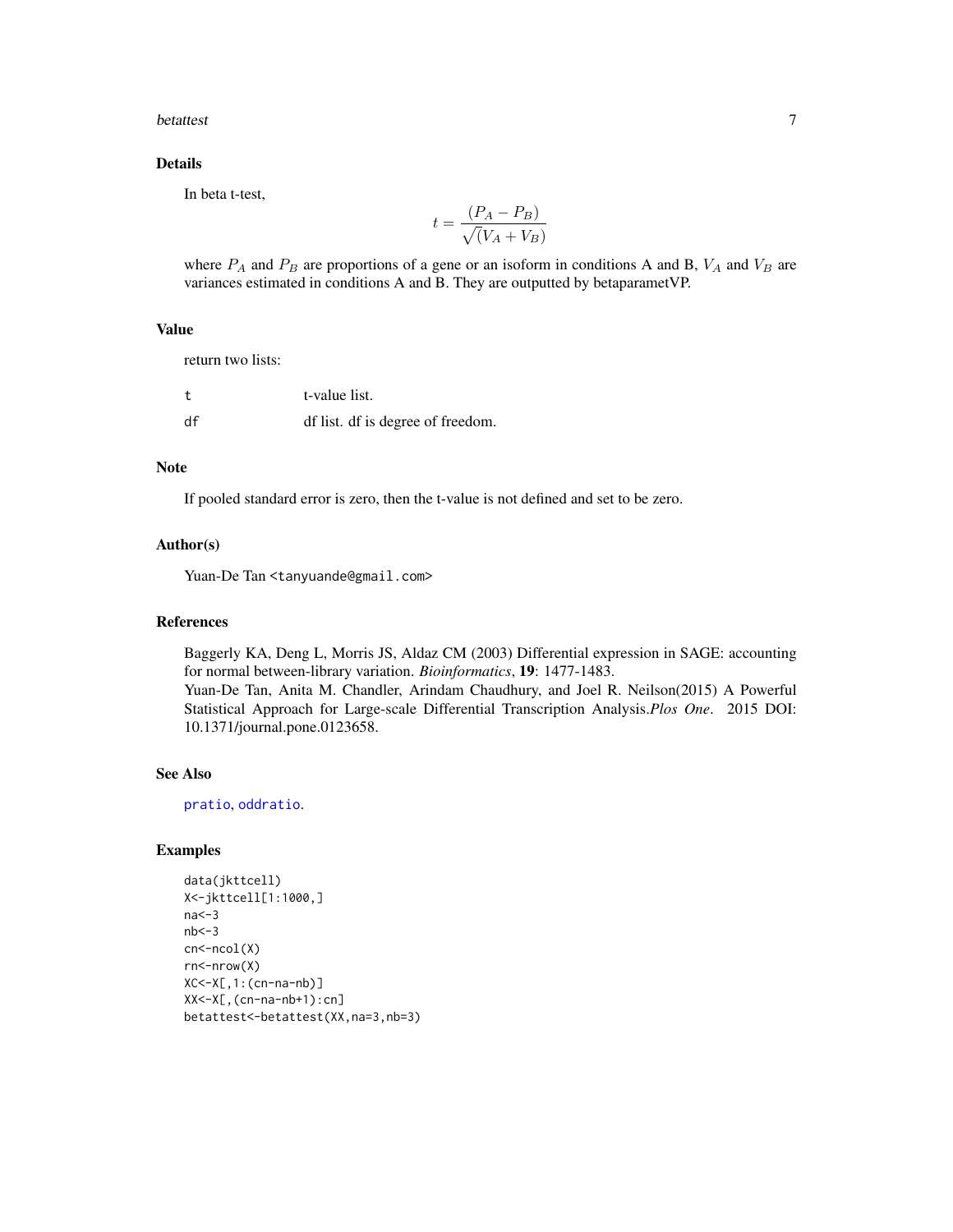## Details

In beta t-test,

$$t = \frac{(P_A - P_B)}{\sqrt{(V_A + V_B)}}$$

where $P_A$ and $P_B$ are proportions of a gene or an isoform in conditions A and B, $V_A$ and $V_B$ are variances estimated in conditions A and B. They are outputted by betaparametVP.

## Value

return two lists:

| | |
|---|---|
| `t` | t-value list. |
| `df` | df list. df is degree of freedom. |

## Note

If pooled standard error is zero, then the t-value is not defined and set to be zero.

## Author(s)

Yuan-De Tan <tanyuande@gmail.com>

## References

Baggerly KA, Deng L, Morris JS, Aldaz CM (2003) Differential expression in SAGE: accounting for normal between-library variation. *Bioinformatics*, **19**: 1477-1483.
Yuan-De Tan, Anita M. Chandler, Arindam Chaudhury, and Joel R. Neilson(2015) A Powerful Statistical Approach for Large-scale Differential Transcription Analysis.*Plos One*. 2015 DOI: 10.1371/journal.pone.0123658.

## See Also

pratio, oddratio.

## Examples

```
data(jkttcell)
X<-jkttcell[1:1000,]
na<-3
nb<-3
cn<-ncol(X)
rn<-nrow(X)
XC<-X[,1:(cn-na-nb)]
XX<-X[,(cn-na-nb+1):cn]
betattest<-betattest(XX,na=3,nb=3)
```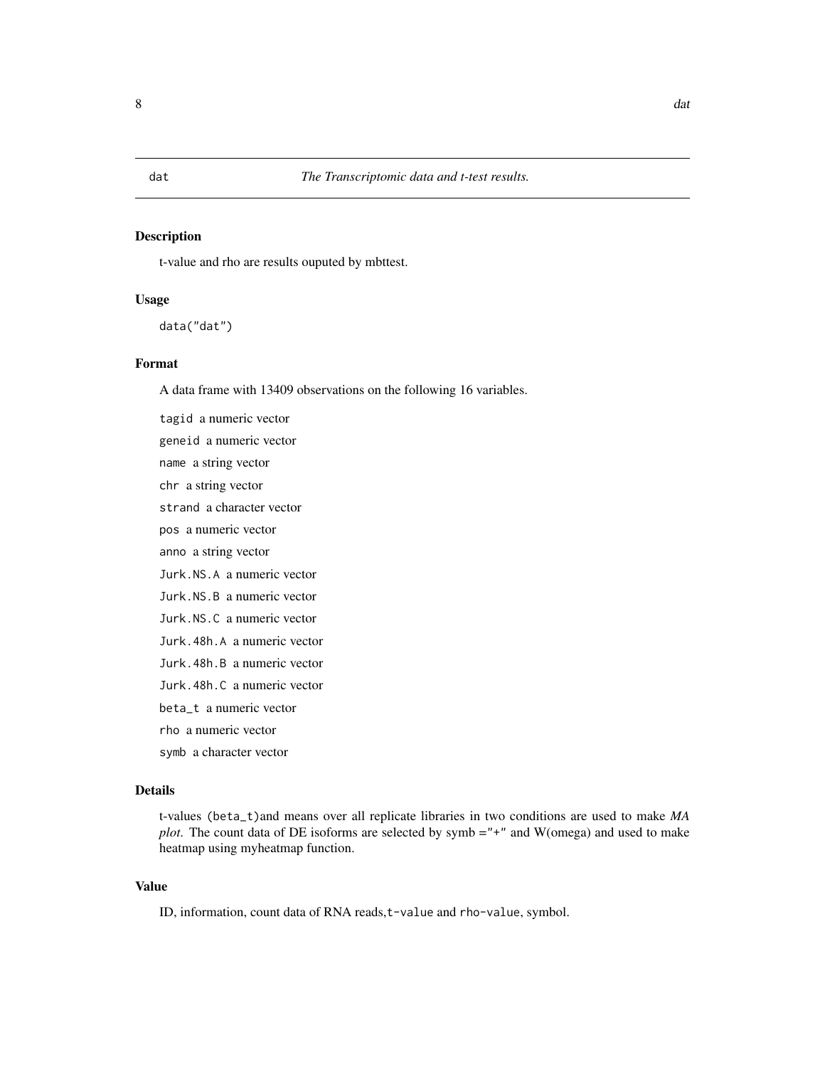dat *The Transcriptomic data and t-test results.*

## Description

t-value and rho are results ouputed by mbttest.

## Usage

```
data("dat")
```

## Format

A data frame with 13409 observations on the following 16 variables.

- `tagid` a numeric vector
- `geneid` a numeric vector
- `name` a string vector
- `chr` a string vector
- `strand` a character vector
- `pos` a numeric vector
- `anno` a string vector
- `Jurk.NS.A` a numeric vector
- `Jurk.NS.B` a numeric vector
- `Jurk.NS.C` a numeric vector
- `Jurk.48h.A` a numeric vector
- `Jurk.48h.B` a numeric vector
- `Jurk.48h.C` a numeric vector
- `beta_t` a numeric vector
- `rho` a numeric vector
- `symb` a character vector

## Details

t-values (`beta_t`)and means over all replicate libraries in two conditions are used to make *MA plot*. The count data of DE isoforms are selected by symb ="+" and W(omega) and used to make heatmap using myheatmap function.

## Value

ID, information, count data of RNA reads,`t-value` and `rho-value`, symbol.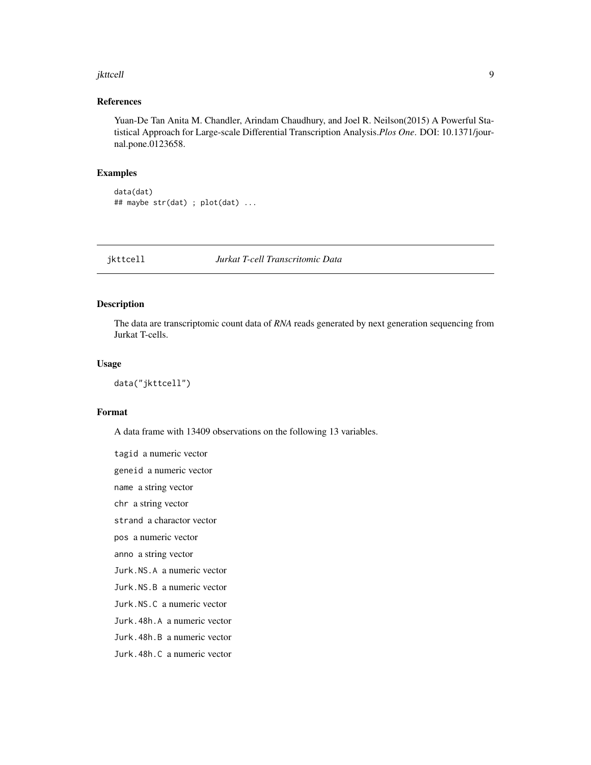### References

Yuan-De Tan Anita M. Chandler, Arindam Chaudhury, and Joel R. Neilson(2015) A Powerful Statistical Approach for Large-scale Differential Transcription Analysis.*Plos One*. DOI: 10.1371/journal.pone.0123658.

### Examples

```
data(dat)
## maybe str(dat) ; plot(dat) ...
```

---

## jkttcell *Jurkat T-cell Transcritomic Data*

---

### Description

The data are transcriptomic count data of *RNA* reads generated by next generation sequencing from Jurkat T-cells.

### Usage

```
data("jkttcell")
```

### Format

A data frame with 13409 observations on the following 13 variables.

`tagid` a numeric vector

`geneid` a numeric vector

`name` a string vector

`chr` a string vector

`strand` a charactor vector

`pos` a numeric vector

`anno` a string vector

`Jurk.NS.A` a numeric vector

`Jurk.NS.B` a numeric vector

`Jurk.NS.C` a numeric vector

`Jurk.48h.A` a numeric vector

`Jurk.48h.B` a numeric vector

`Jurk.48h.C` a numeric vector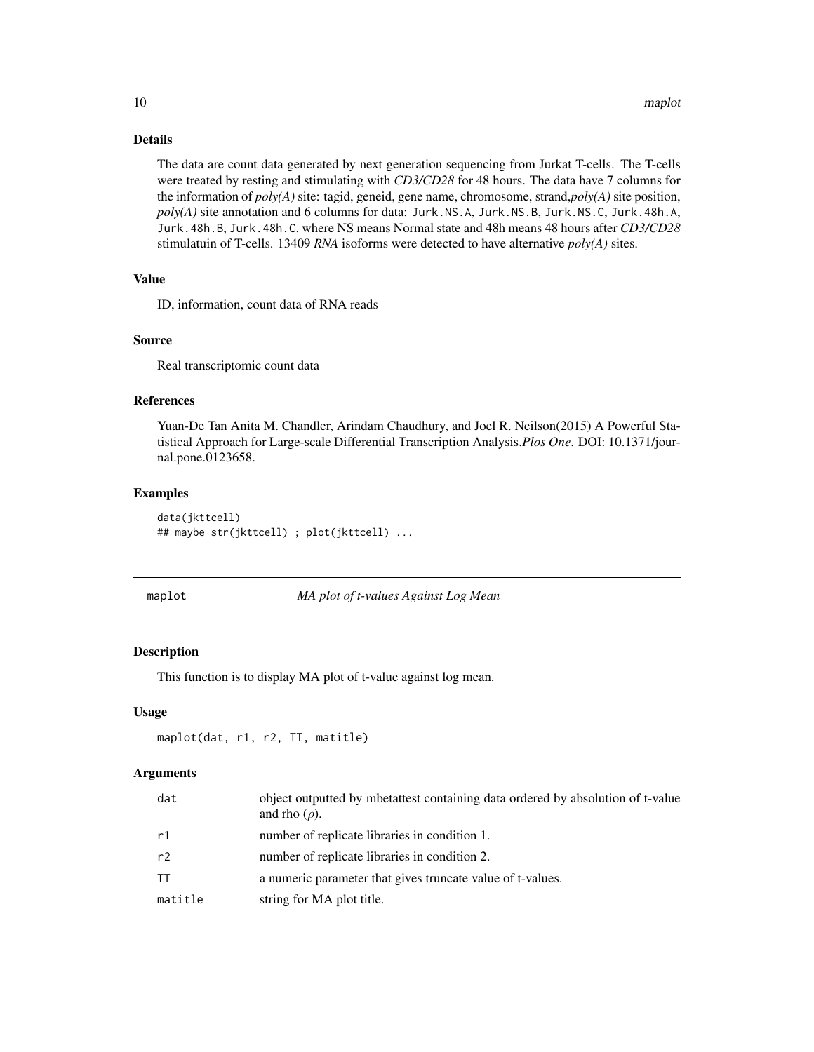### Details

The data are count data generated by next generation sequencing from Jurkat T-cells. The T-cells were treated by resting and stimulating with *CD3/CD28* for 48 hours. The data have 7 columns for the information of *poly(A)* site: tagid, geneid, gene name, chromosome, strand,*poly(A)* site position, *poly(A)* site annotation and 6 columns for data: `Jurk.NS.A`, `Jurk.NS.B`, `Jurk.NS.C`, `Jurk.48h.A`, `Jurk.48h.B`, `Jurk.48h.C`. where NS means Normal state and 48h means 48 hours after *CD3/CD28* stimulatuin of T-cells. 13409 *RNA* isoforms were detected to have alternative *poly(A)* sites.

### Value

ID, information, count data of RNA reads

### Source

Real transcriptomic count data

### References

Yuan-De Tan Anita M. Chandler, Arindam Chaudhury, and Joel R. Neilson(2015) A Powerful Statistical Approach for Large-scale Differential Transcription Analysis.*Plos One*. DOI: 10.1371/journal.pone.0123658.

### Examples

```
data(jkttcell)
## maybe str(jkttcell) ; plot(jkttcell) ...
```

---

## maplot — *MA plot of t-values Against Log Mean*

### Description

This function is to display MA plot of t-value against log mean.

### Usage

```
maplot(dat, r1, r2, TT, matitle)
```

### Arguments

| | |
|---|---|
| `dat` | object outputted by mbetattest containing data ordered by absolution of t-value and rho ($\rho$). |
| `r1` | number of replicate libraries in condition 1. |
| `r2` | number of replicate libraries in condition 2. |
| `TT` | a numeric parameter that gives truncate value of t-values. |
| `matitle` | string for MA plot title. |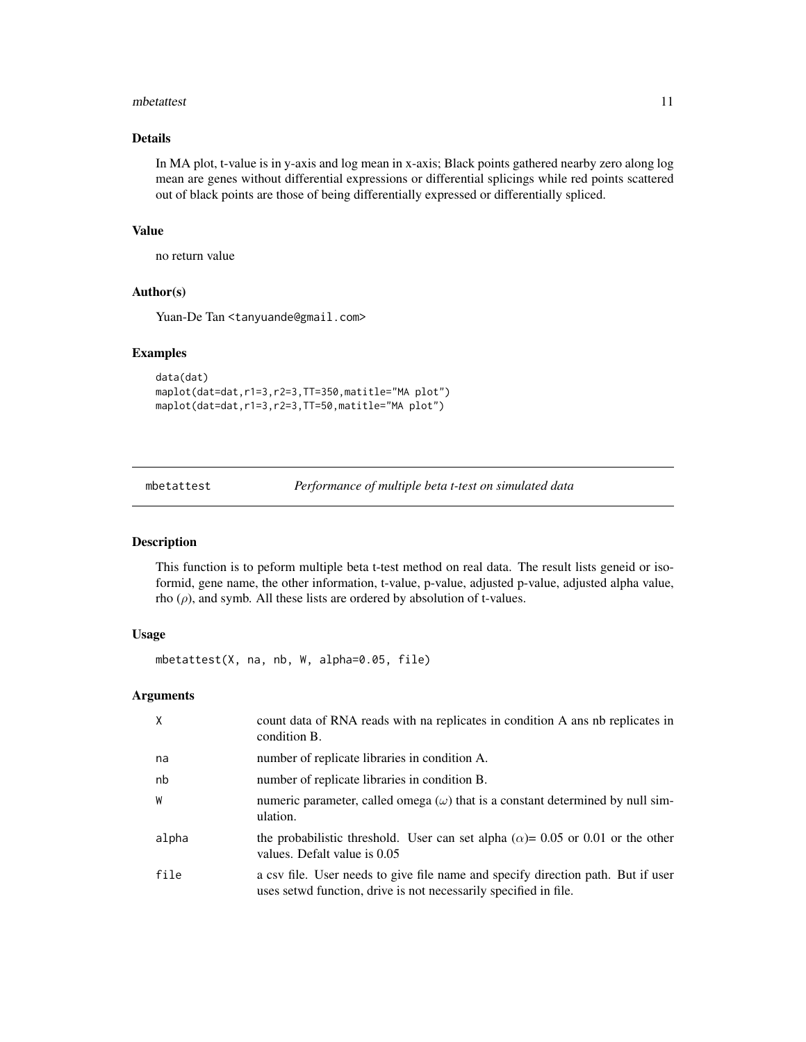### Details

In MA plot, t-value is in y-axis and log mean in x-axis; Black points gathered nearby zero along log mean are genes without differential expressions or differential splicings while red points scattered out of black points are those of being differentially expressed or differentially spliced.

### Value

no return value

### Author(s)

Yuan-De Tan <tanyuande@gmail.com>

### Examples

```
data(dat)
maplot(dat=dat,r1=3,r2=3,TT=350,matitle="MA plot")
maplot(dat=dat,r1=3,r2=3,TT=50,matitle="MA plot")
```

---

## mbetattest — *Performance of multiple beta t-test on simulated data*

---

### Description

This function is to peform multiple beta t-test method on real data. The result lists geneid or isoformid, gene name, the other information, t-value, p-value, adjusted p-value, adjusted alpha value, rho ($\rho$), and symb. All these lists are ordered by absolution of t-values.

### Usage

```
mbetattest(X, na, nb, W, alpha=0.05, file)
```

### Arguments

| | |
|---|---|
| X | count data of RNA reads with na replicates in condition A ans nb replicates in condition B. |
| na | number of replicate libraries in condition A. |
| nb | number of replicate libraries in condition B. |
| W | numeric parameter, called omega ($\omega$) that is a constant determined by null simulation. |
| alpha | the probabilistic threshold. User can set alpha ($\alpha$)= 0.05 or 0.01 or the other values. Defalt value is 0.05 |
| file | a csv file. User needs to give file name and specify direction path. But if user uses setwd function, drive is not necessarily specified in file. |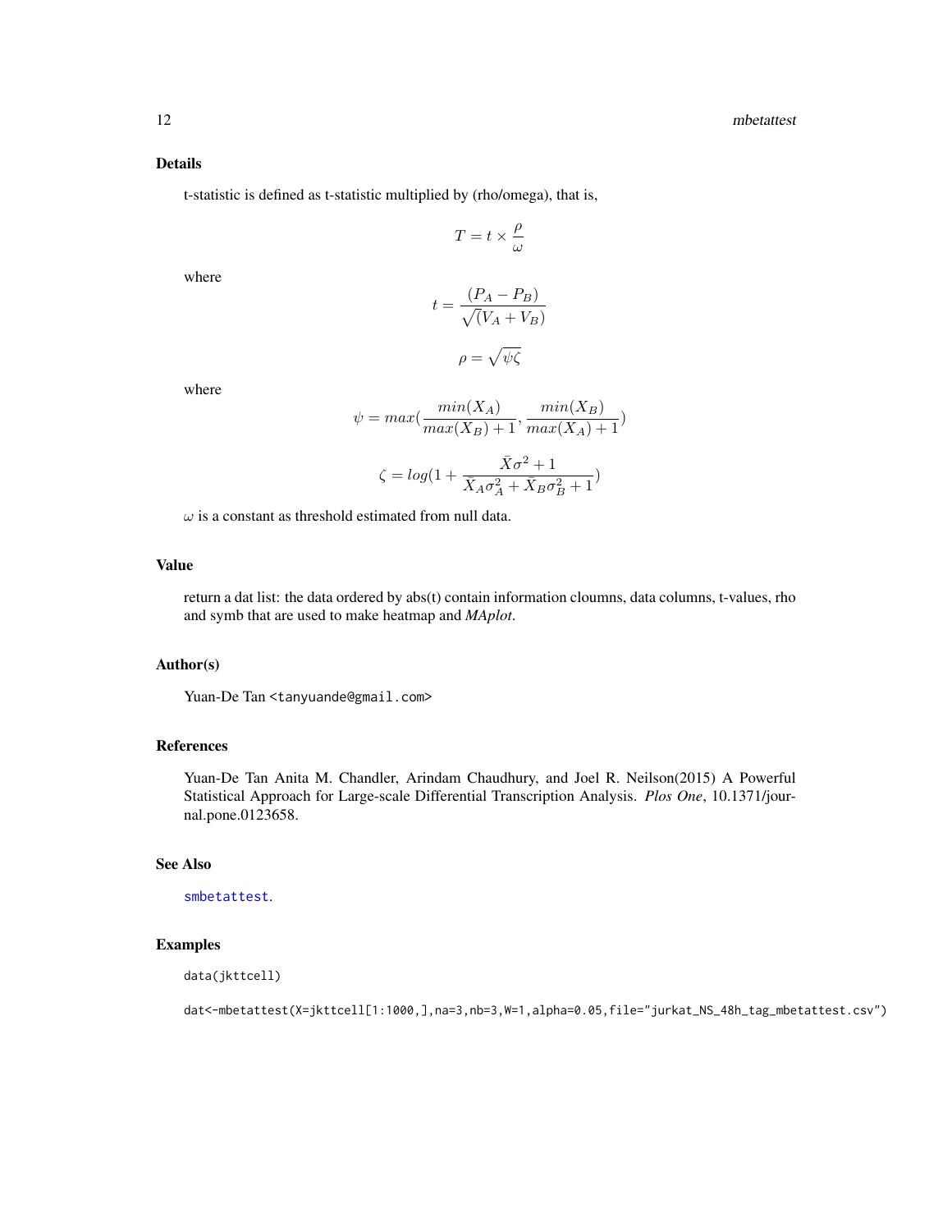## Details

t-statistic is defined as t-statistic multiplied by (rho/omega), that is,

$$T = t \times \frac{\rho}{\omega}$$

where

$$t = \frac{(P_A - P_B)}{\sqrt{(V_A + V_B)}}$$

$$\rho = \sqrt{\psi\zeta}$$

where

$$\psi = max(\frac{min(X_A)}{max(X_B)+1}, \frac{min(X_B)}{max(X_A)+1})$$

$$\zeta = log(1 + \frac{\bar{X}\sigma^2 + 1}{\bar{X}_A\sigma_A^2 + \bar{X}_B\sigma_B^2 + 1})$$

$\omega$ is a constant as threshold estimated from null data.

## Value

return a dat list: the data ordered by abs(t) contain information cloumns, data columns, t-values, rho and symb that are used to make heatmap and *MAplot*.

## Author(s)

Yuan-De Tan <tanyuande@gmail.com>

## References

Yuan-De Tan Anita M. Chandler, Arindam Chaudhury, and Joel R. Neilson(2015) A Powerful Statistical Approach for Large-scale Differential Transcription Analysis. *Plos One*, 10.1371/journal.pone.0123658.

## See Also

smbetattest.

## Examples

```
data(jkttcell)

dat<-mbetattest(X=jkttcell[1:1000,],na=3,nb=3,W=1,alpha=0.05,file="jurkat_NS_48h_tag_mbetattest.csv")
```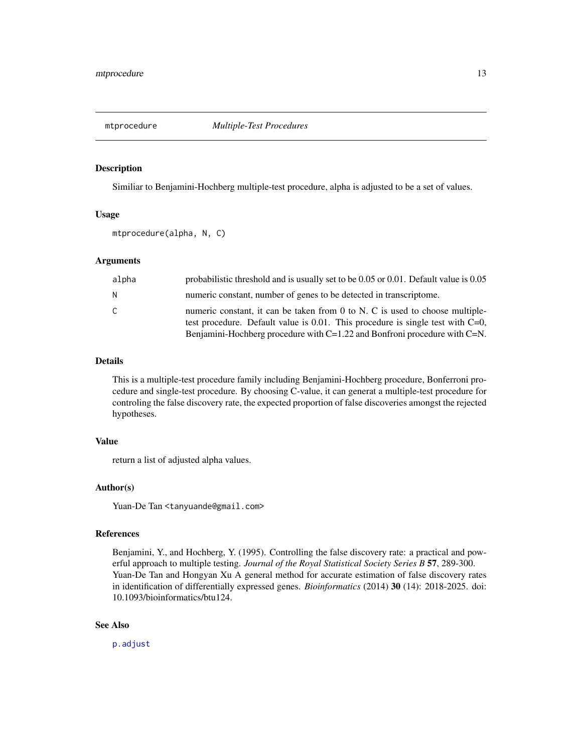# mtprocedure *Multiple-Test Procedures*

## Description

Similiar to Benjamini-Hochberg multiple-test procedure, alpha is adjusted to be a set of values.

## Usage

```
mtprocedure(alpha, N, C)
```

## Arguments

| | |
|---|---|
| `alpha` | probabilistic threshold and is usually set to be 0.05 or 0.01. Default value is 0.05 |
| `N` | numeric constant, number of genes to be detected in transcriptome. |
| `C` | numeric constant, it can be taken from 0 to N. C is used to choose multiple-test procedure. Default value is 0.01. This procedure is single test with C=0, Benjamini-Hochberg procedure with C=1.22 and Bonfroni procedure with C=N. |

## Details

This is a multiple-test procedure family including Benjamini-Hochberg procedure, Bonferroni procedure and single-test procedure. By choosing C-value, it can generat a multiple-test procedure for controling the false discovery rate, the expected proportion of false discoveries amongst the rejected hypotheses.

## Value

return a list of adjusted alpha values.

## Author(s)

Yuan-De Tan <tanyuande@gmail.com>

## References

Benjamini, Y., and Hochberg, Y. (1995). Controlling the false discovery rate: a practical and powerful approach to multiple testing. *Journal of the Royal Statistical Society Series B* **57**, 289-300.
Yuan-De Tan and Hongyan Xu A general method for accurate estimation of false discovery rates in identification of differentially expressed genes. *Bioinformatics* (2014) **30** (14): 2018-2025. doi: 10.1093/bioinformatics/btu124.

## See Also

p.adjust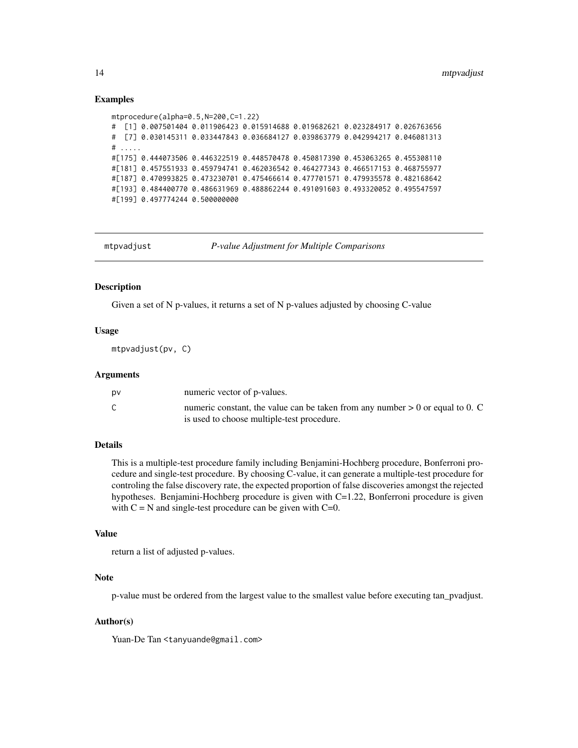### Examples

```
mtprocedure(alpha=0.5,N=200,C=1.22)
#  [1] 0.007501404 0.011906423 0.015914688 0.019682621 0.023284917 0.026763656
#  [7] 0.030145311 0.033447843 0.036684127 0.039863779 0.042994217 0.046081313
# .....
#[175] 0.444073506 0.446322519 0.448570478 0.450817390 0.453063265 0.455308110
#[181] 0.457551933 0.459794741 0.462036542 0.464277343 0.466517153 0.468755977
#[187] 0.470993825 0.473230701 0.475466614 0.477701571 0.479935578 0.482168642
#[193] 0.484400770 0.486631969 0.488862244 0.491091603 0.493320052 0.495547597
#[199] 0.497774244 0.500000000
```

---

## mtpvadjust — *P-value Adjustment for Multiple Comparisons*

---

### Description

Given a set of N p-values, it returns a set of N p-values adjusted by choosing C-value

### Usage

```
mtpvadjust(pv, C)
```

### Arguments

| | |
|---|---|
| pv | numeric vector of p-values. |
| C | numeric constant, the value can be taken from any number > 0 or equal to 0. C is used to choose multiple-test procedure. |

### Details

This is a multiple-test procedure family including Benjamini-Hochberg procedure, Bonferroni procedure and single-test procedure. By choosing C-value, it can generate a multiple-test procedure for controling the false discovery rate, the expected proportion of false discoveries amongst the rejected hypotheses. Benjamini-Hochberg procedure is given with C=1.22, Bonferroni procedure is given with C = N and single-test procedure can be given with C=0.

### Value

return a list of adjusted p-values.

### Note

p-value must be ordered from the largest value to the smallest value before executing tan_pvadjust.

### Author(s)

Yuan-De Tan <tanyuande@gmail.com>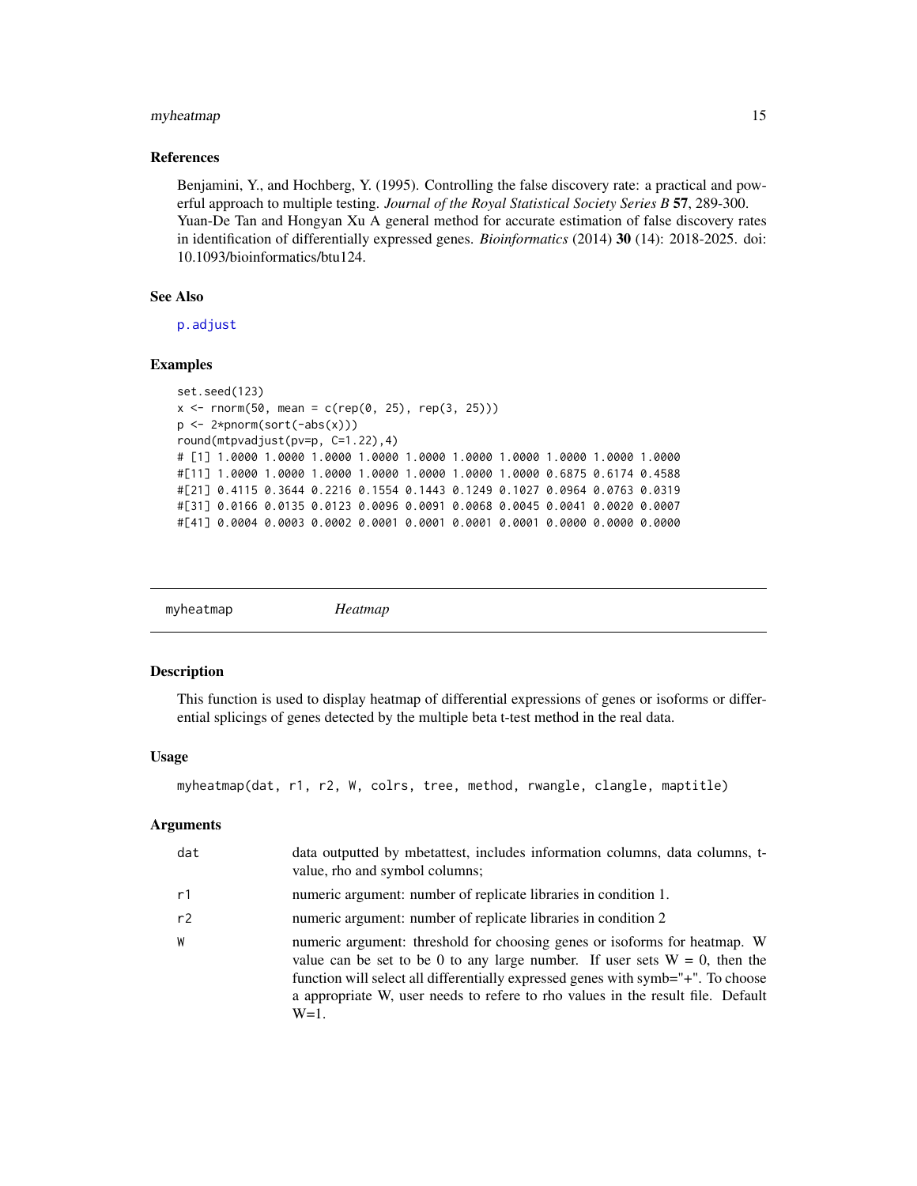### References

Benjamini, Y., and Hochberg, Y. (1995). Controlling the false discovery rate: a practical and powerful approach to multiple testing. *Journal of the Royal Statistical Society Series B* **57**, 289-300.
Yuan-De Tan and Hongyan Xu A general method for accurate estimation of false discovery rates in identification of differentially expressed genes. *Bioinformatics* (2014) **30** (14): 2018-2025. doi: 10.1093/bioinformatics/btu124.

### See Also

p.adjust

### Examples

```
set.seed(123)
x <- rnorm(50, mean = c(rep(0, 25), rep(3, 25)))
p <- 2*pnorm(sort(-abs(x)))
round(mtpvadjust(pv=p, C=1.22),4)
# [1] 1.0000 1.0000 1.0000 1.0000 1.0000 1.0000 1.0000 1.0000 1.0000 1.0000
#[11] 1.0000 1.0000 1.0000 1.0000 1.0000 1.0000 1.0000 0.6875 0.6174 0.4588
#[21] 0.4115 0.3644 0.2216 0.1554 0.1443 0.1249 0.1027 0.0964 0.0763 0.0319
#[31] 0.0166 0.0135 0.0123 0.0096 0.0091 0.0068 0.0045 0.0041 0.0020 0.0007
#[41] 0.0004 0.0003 0.0002 0.0001 0.0001 0.0001 0.0001 0.0000 0.0000 0.0000
```

---

## myheatmap *Heatmap*

---

### Description

This function is used to display heatmap of differential expressions of genes or isoforms or differential splicings of genes detected by the multiple beta t-test method in the real data.

### Usage

```
myheatmap(dat, r1, r2, W, colrs, tree, method, rwangle, clangle, maptitle)
```

### Arguments

| | |
|---|---|
| dat | data outputted by mbetattest, includes information columns, data columns, t-value, rho and symbol columns; |
| r1 | numeric argument: number of replicate libraries in condition 1. |
| r2 | numeric argument: number of replicate libraries in condition 2 |
| W | numeric argument: threshold for choosing genes or isoforms for heatmap. W value can be set to be 0 to any large number. If user sets W = 0, then the function will select all differentially expressed genes with symb="+". To choose a appropriate W, user needs to refere to rho values in the result file. Default W=1. |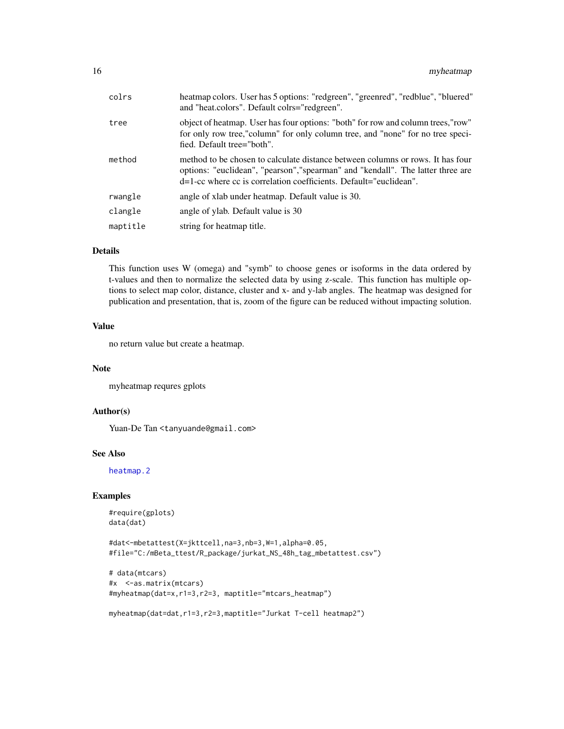| | |
|---|---|
| `colrs` | heatmap colors. User has 5 options: "redgreen", "greenred", "redblue", "bluered" and "heat.colors". Default colrs="redgreen". |
| `tree` | object of heatmap. User has four options: "both" for row and column trees,"row" for only row tree,"column" for only column tree, and "none" for no tree specified. Default tree="both". |
| `method` | method to be chosen to calculate distance between columns or rows. It has four options: "euclidean", "pearson","spearman" and "kendall". The latter three are d=1-cc where cc is correlation coefficients. Default="euclidean". |
| `rwangle` | angle of xlab under heatmap. Default value is 30. |
| `clangle` | angle of ylab. Default value is 30 |
| `maptitle` | string for heatmap title. |

## Details

This function uses W (omega) and "symb" to choose genes or isoforms in the data ordered by t-values and then to normalize the selected data by using z-scale. This function has multiple options to select map color, distance, cluster and x- and y-lab angles. The heatmap was designed for publication and presentation, that is, zoom of the figure can be reduced without impacting solution.

## Value

no return value but create a heatmap.

## Note

myheatmap requres gplots

## Author(s)

Yuan-De Tan <tanyuande@gmail.com>

## See Also

heatmap.2

## Examples

```
#require(gplots)
data(dat)

#dat<-mbetattest(X=jkttcell,na=3,nb=3,W=1,alpha=0.05,
#file="C:/mBeta_ttest/R_package/jurkat_NS_48h_tag_mbetattest.csv")

# data(mtcars)
#x  <-as.matrix(mtcars)
#myheatmap(dat=x,r1=3,r2=3, maptitle="mtcars_heatmap")

myheatmap(dat=dat,r1=3,r2=3,maptitle="Jurkat T-cell heatmap2")
```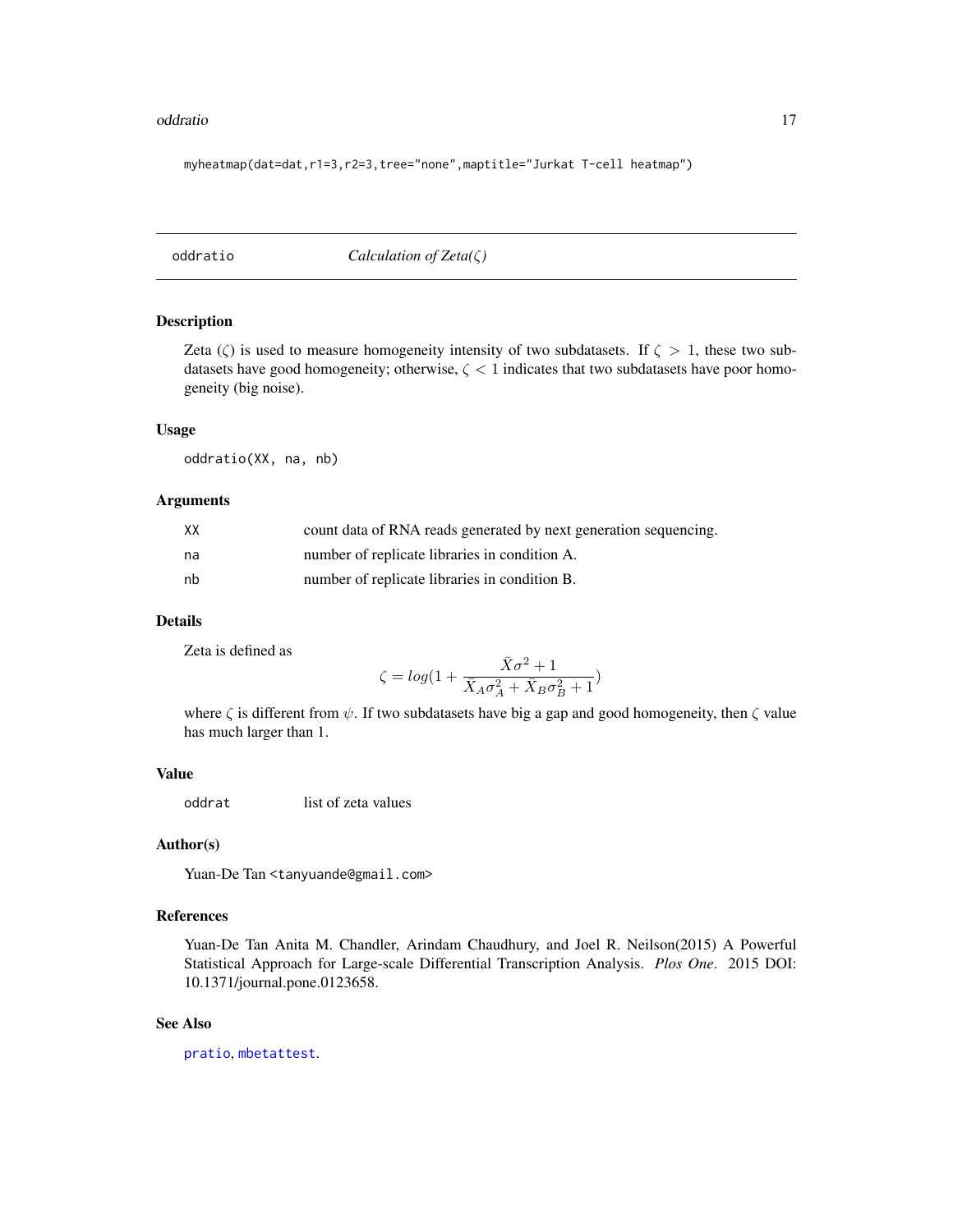```
myheatmap(dat=dat,r1=3,r2=3,tree="none",maptitle="Jurkat T-cell heatmap")
```

## oddratio — *Calculation of Zeta($\zeta$)*

### Description

Zeta ($\zeta$) is used to measure homogeneity intensity of two subdatasets. If $\zeta > 1$, these two subdatasets have good homogeneity; otherwise, $\zeta < 1$ indicates that two subdatasets have poor homogeneity (big noise).

### Usage

```
oddratio(XX, na, nb)
```

### Arguments

| | |
|---|---|
| `XX` | count data of RNA reads generated by next generation sequencing. |
| `na` | number of replicate libraries in condition A. |
| `nb` | number of replicate libraries in condition B. |

### Details

Zeta is defined as

$$\zeta = log(1 + \frac{\bar{X}\sigma^2 + 1}{\bar{X}_A\sigma_A^2 + \bar{X}_B\sigma_B^2 + 1})$$

where $\zeta$ is different from $\psi$. If two subdatasets have big a gap and good homogeneity, then $\zeta$ value has much larger than 1.

### Value

| | |
|---|---|
| `oddrat` | list of zeta values |

### Author(s)

Yuan-De Tan <tanyuande@gmail.com>

### References

Yuan-De Tan Anita M. Chandler, Arindam Chaudhury, and Joel R. Neilson(2015) A Powerful Statistical Approach for Large-scale Differential Transcription Analysis. *Plos One*. 2015 DOI: 10.1371/journal.pone.0123658.

### See Also

`pratio`, `mbetattest`.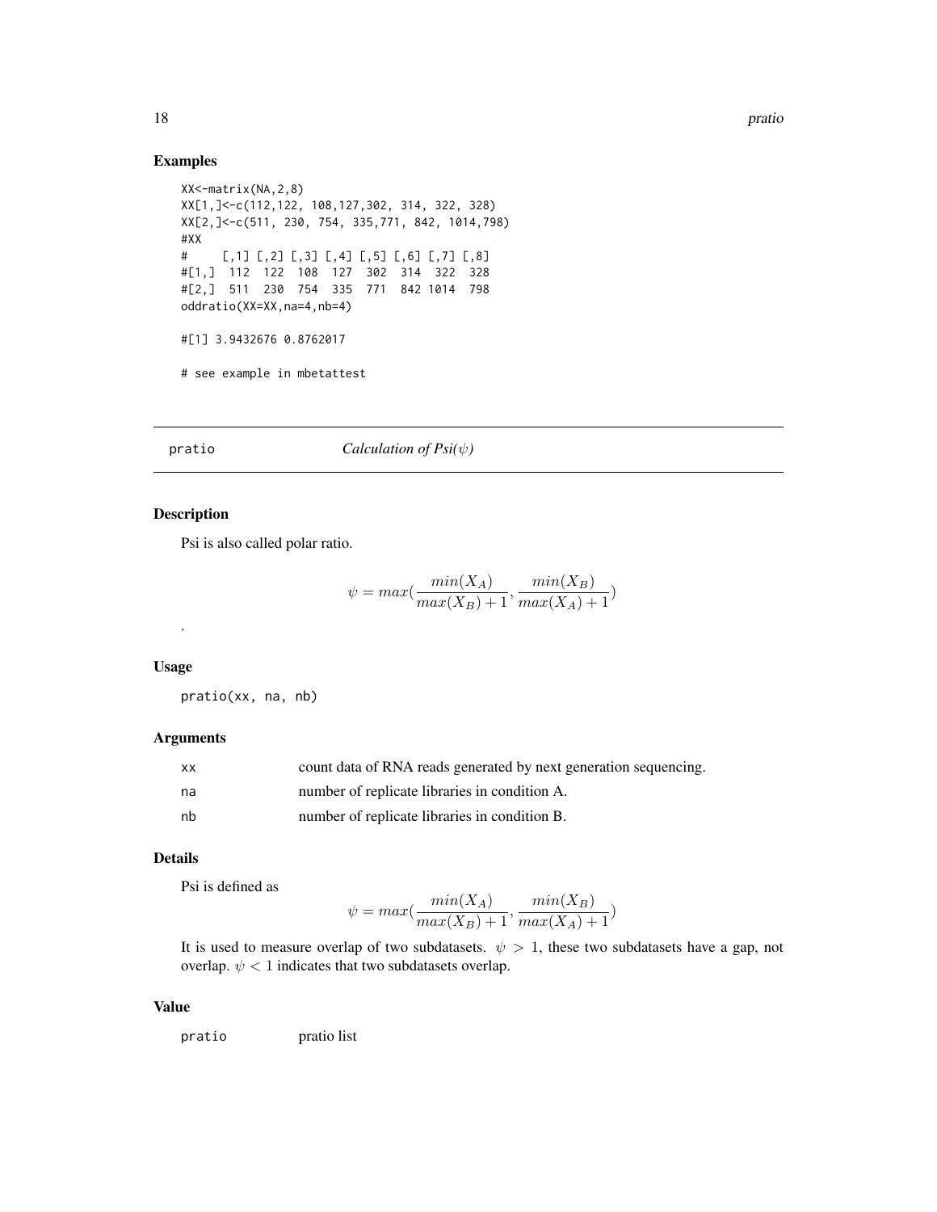## Examples

```
XX<-matrix(NA,2,8)
XX[1,]<-c(112,122, 108,127,302, 314, 322, 328)
XX[2,]<-c(511, 230, 754, 335,771, 842, 1014,798)
#XX
#     [,1] [,2] [,3] [,4] [,5] [,6] [,7] [,8]
#[1,]  112  122  108  127  302  314  322  328
#[2,]  511  230  754  335  771  842 1014  798
oddratio(XX=XX,na=4,nb=4)

#[1] 3.9432676 0.8762017

# see example in mbetattest
```

---

# pratio — *Calculation of Psi($\psi$)*

## Description

Psi is also called polar ratio.

$$\psi = max(\frac{min(X_A)}{max(X_B)+1}, \frac{min(X_B)}{max(X_A)+1})$$

.

## Usage

```
pratio(xx, na, nb)
```

## Arguments

| | |
|---|---|
| xx | count data of RNA reads generated by next generation sequencing. |
| na | number of replicate libraries in condition A. |
| nb | number of replicate libraries in condition B. |

## Details

Psi is defined as

$$\psi = max(\frac{min(X_A)}{max(X_B)+1}, \frac{min(X_B)}{max(X_A)+1})$$

It is used to measure overlap of two subdatasets. $\psi > 1$, these two subdatasets have a gap, not overlap. $\psi < 1$ indicates that two subdatasets overlap.

## Value

| | |
|---|---|
| pratio | pratio list |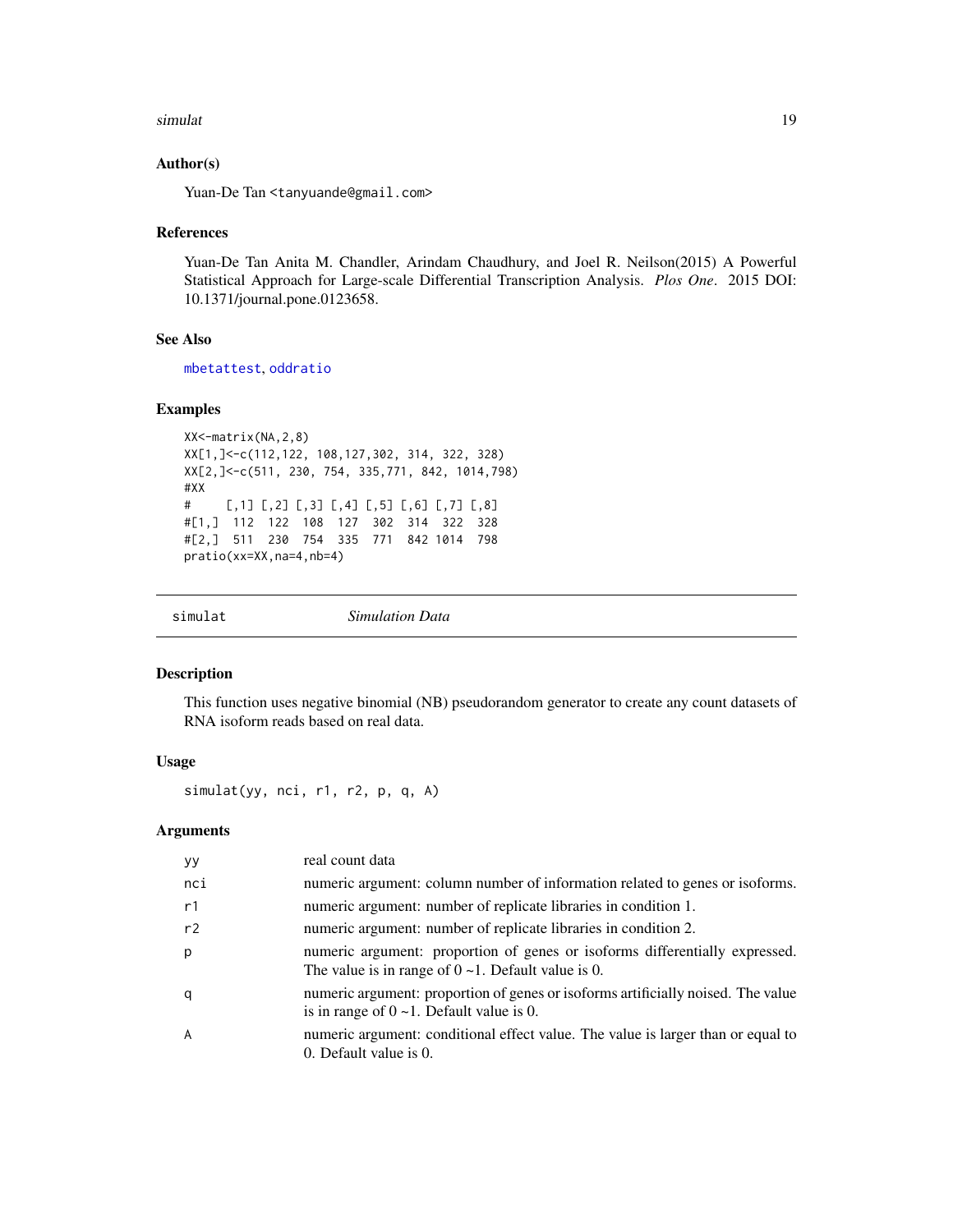## Author(s)

Yuan-De Tan <tanyuande@gmail.com>

## References

Yuan-De Tan Anita M. Chandler, Arindam Chaudhury, and Joel R. Neilson(2015) A Powerful Statistical Approach for Large-scale Differential Transcription Analysis. *Plos One*. 2015 DOI: 10.1371/journal.pone.0123658.

## See Also

mbetattest, oddratio

## Examples

```
XX<-matrix(NA,2,8)
XX[1,]<-c(112,122, 108,127,302, 314, 322, 328)
XX[2,]<-c(511, 230, 754, 335,771, 842, 1014,798)
#XX
#     [,1] [,2] [,3] [,4] [,5] [,6] [,7] [,8]
#[1,]  112  122  108  127  302  314  322  328
#[2,]  511  230  754  335  771  842 1014  798
pratio(xx=XX,na=4,nb=4)
```

---

# simulat — *Simulation Data*

## Description

This function uses negative binomial (NB) pseudorandom generator to create any count datasets of RNA isoform reads based on real data.

## Usage

```
simulat(yy, nci, r1, r2, p, q, A)
```

## Arguments

| | |
|---|---|
| yy | real count data |
| nci | numeric argument: column number of information related to genes or isoforms. |
| r1 | numeric argument: number of replicate libraries in condition 1. |
| r2 | numeric argument: number of replicate libraries in condition 2. |
| p | numeric argument: proportion of genes or isoforms differentially expressed. The value is in range of 0 ~1. Default value is 0. |
| q | numeric argument: proportion of genes or isoforms artificially noised. The value is in range of 0 ~1. Default value is 0. |
| A | numeric argument: conditional effect value. The value is larger than or equal to 0. Default value is 0. |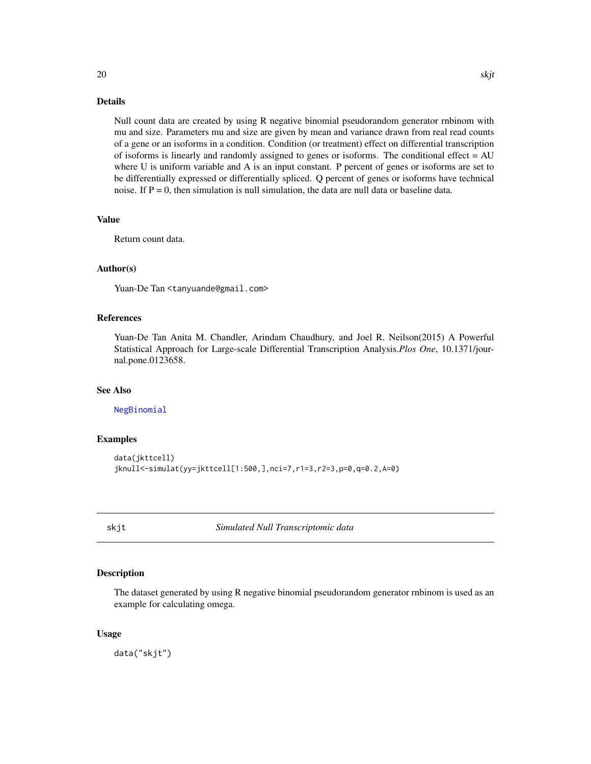### Details

Null count data are created by using R negative binomial pseudorandom generator rnbinom with mu and size. Parameters mu and size are given by mean and variance drawn from real read counts of a gene or an isoforms in a condition. Condition (or treatment) effect on differential transcription of isoforms is linearly and randomly assigned to genes or isoforms. The conditional effect = AU where U is uniform variable and A is an input constant. P percent of genes or isoforms are set to be differentially expressed or differentially spliced. Q percent of genes or isoforms have technical noise. If P = 0, then simulation is null simulation, the data are null data or baseline data.

### Value

Return count data.

### Author(s)

Yuan-De Tan <tanyuande@gmail.com>

### References

Yuan-De Tan Anita M. Chandler, Arindam Chaudhury, and Joel R. Neilson(2015) A Powerful Statistical Approach for Large-scale Differential Transcription Analysis.*Plos One*, 10.1371/journal.pone.0123658.

### See Also

NegBinomial

### Examples

```
data(jkttcell)
jknull<-simulat(yy=jkttcell[1:500,],nci=7,r1=3,r2=3,p=0,q=0.2,A=0)
```

---

## skjt — *Simulated Null Transcriptomic data*

### Description

The dataset generated by using R negative binomial pseudorandom generator rnbinom is used as an example for calculating omega.

### Usage

```
data("skjt")
```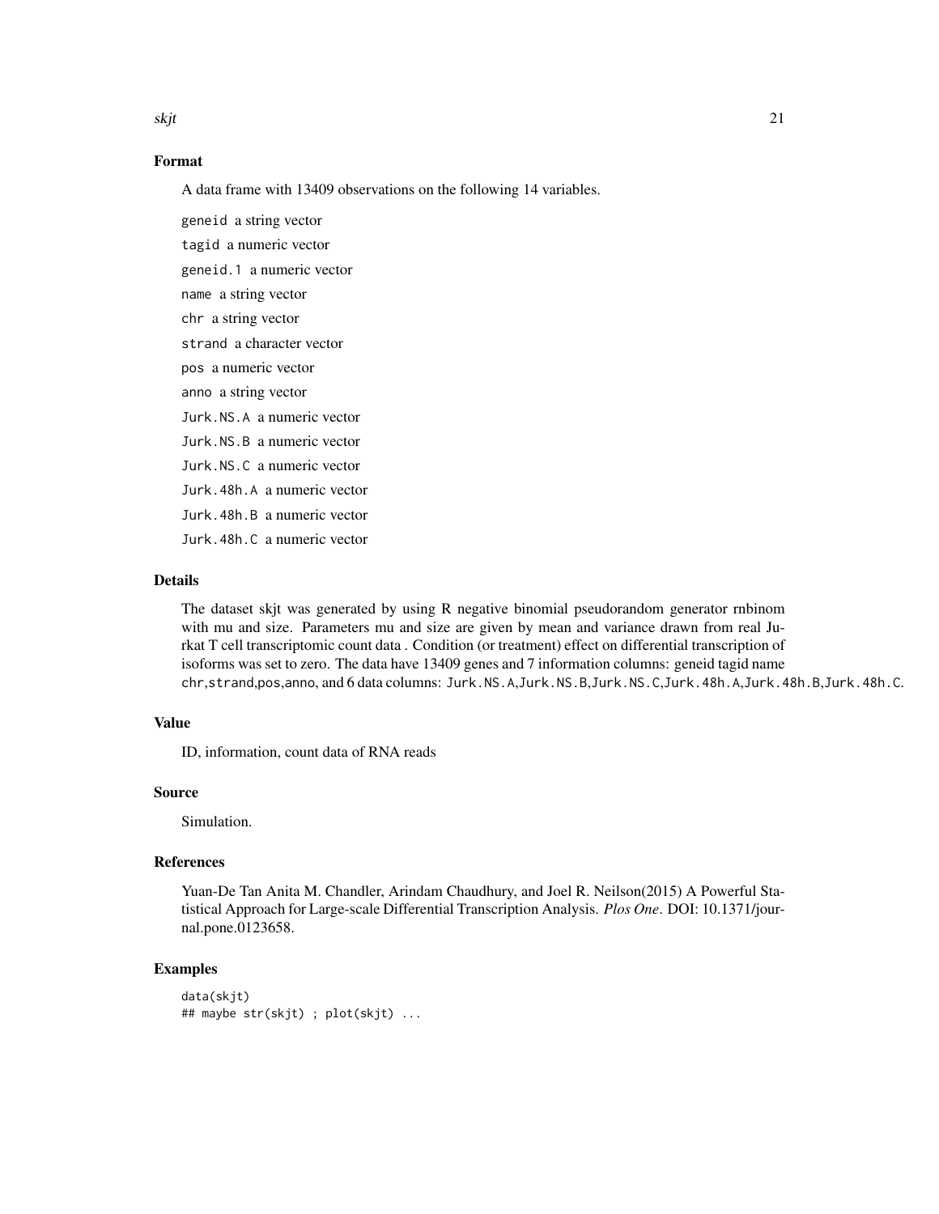## Format

A data frame with 13409 observations on the following 14 variables.

- `geneid` a string vector
- `tagid` a numeric vector
- `geneid.1` a numeric vector
- `name` a string vector
- `chr` a string vector
- `strand` a character vector
- `pos` a numeric vector
- `anno` a string vector
- `Jurk.NS.A` a numeric vector
- `Jurk.NS.B` a numeric vector
- `Jurk.NS.C` a numeric vector
- `Jurk.48h.A` a numeric vector
- `Jurk.48h.B` a numeric vector
- `Jurk.48h.C` a numeric vector

## Details

The dataset skjt was generated by using R negative binomial pseudorandom generator rnbinom with mu and size. Parameters mu and size are given by mean and variance drawn from real Jurkat T cell transcriptomic count data . Condition (or treatment) effect on differential transcription of isoforms was set to zero. The data have 13409 genes and 7 information columns: geneid tagid name chr,strand,pos,anno, and 6 data columns: `Jurk.NS.A`,`Jurk.NS.B`,`Jurk.NS.C`,`Jurk.48h.A`,`Jurk.48h.B`,`Jurk.48h.C`.

## Value

ID, information, count data of RNA reads

## Source

Simulation.

## References

Yuan-De Tan Anita M. Chandler, Arindam Chaudhury, and Joel R. Neilson(2015) A Powerful Statistical Approach for Large-scale Differential Transcription Analysis. *Plos One*. DOI: 10.1371/journal.pone.0123658.

## Examples

```
data(skjt)
## maybe str(skjt) ; plot(skjt) ...
```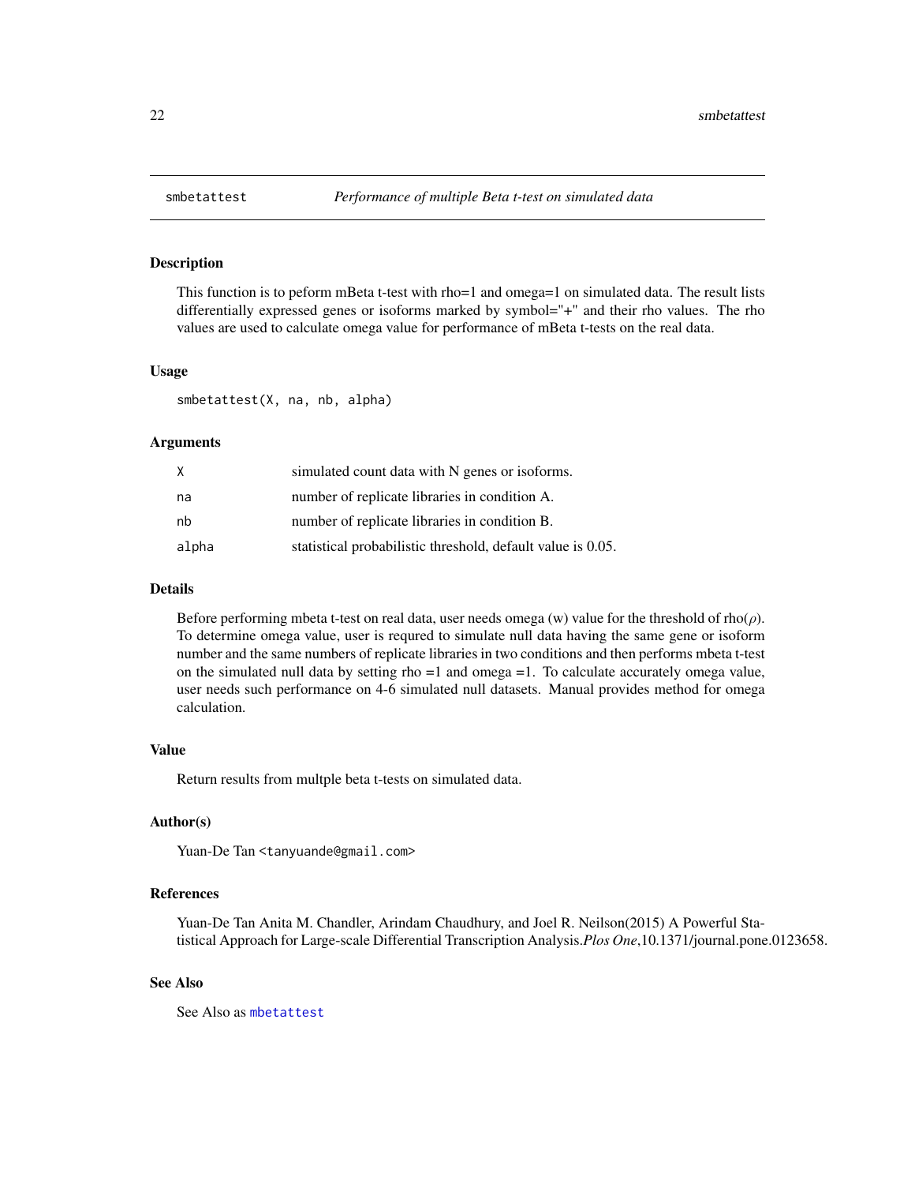# smbetattest — *Performance of multiple Beta t-test on simulated data*

## Description

This function is to peform mBeta t-test with rho=1 and omega=1 on simulated data. The result lists differentially expressed genes or isoforms marked by symbol="+" and their rho values. The rho values are used to calculate omega value for performance of mBeta t-tests on the real data.

## Usage

```
smbetattest(X, na, nb, alpha)
```

## Arguments

| | |
|---|---|
| X | simulated count data with N genes or isoforms. |
| na | number of replicate libraries in condition A. |
| nb | number of replicate libraries in condition B. |
| alpha | statistical probabilistic threshold, default value is 0.05. |

## Details

Before performing mbeta t-test on real data, user needs omega (w) value for the threshold of rho($\rho$). To determine omega value, user is requred to simulate null data having the same gene or isoform number and the same numbers of replicate libraries in two conditions and then performs mbeta t-test on the simulated null data by setting rho =1 and omega =1. To calculate accurately omega value, user needs such performance on 4-6 simulated null datasets. Manual provides method for omega calculation.

## Value

Return results from multple beta t-tests on simulated data.

## Author(s)

Yuan-De Tan <tanyuande@gmail.com>

## References

Yuan-De Tan Anita M. Chandler, Arindam Chaudhury, and Joel R. Neilson(2015) A Powerful Statistical Approach for Large-scale Differential Transcription Analysis.*Plos One*,10.1371/journal.pone.0123658.

## See Also

See Also as mbetattest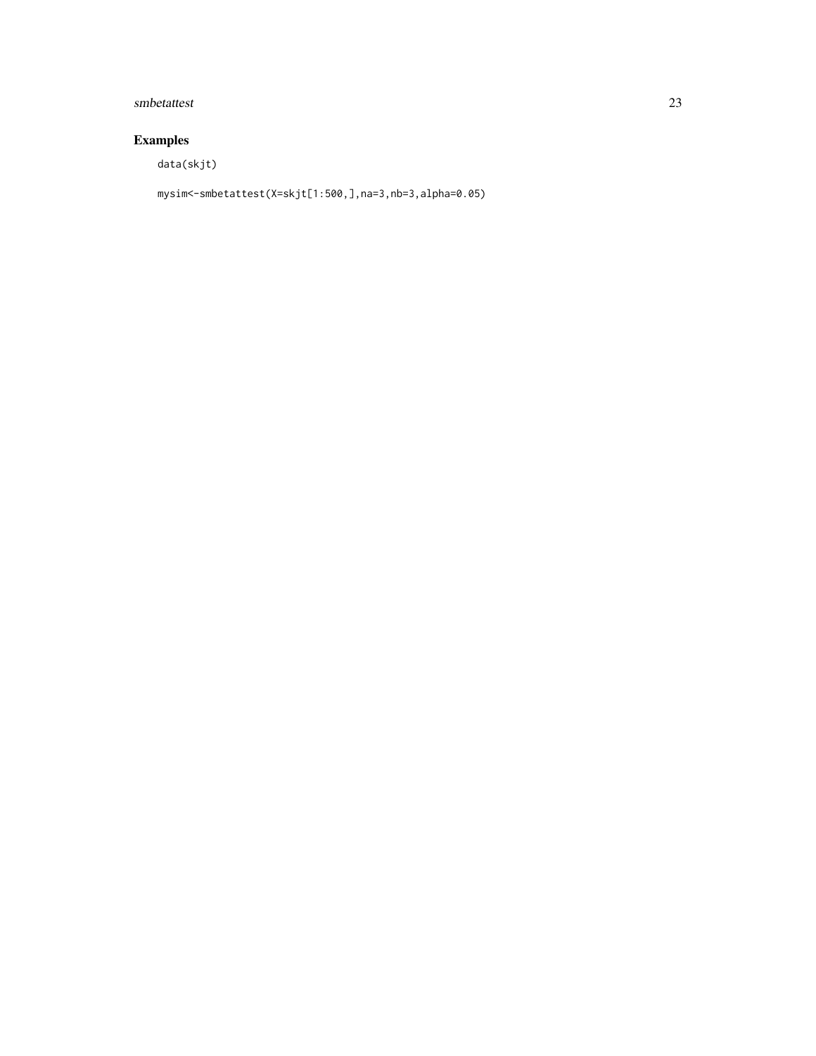## Examples

```
data(skjt)

mysim<-smbetattest(X=skjt[1:500,],na=3,nb=3,alpha=0.05)
```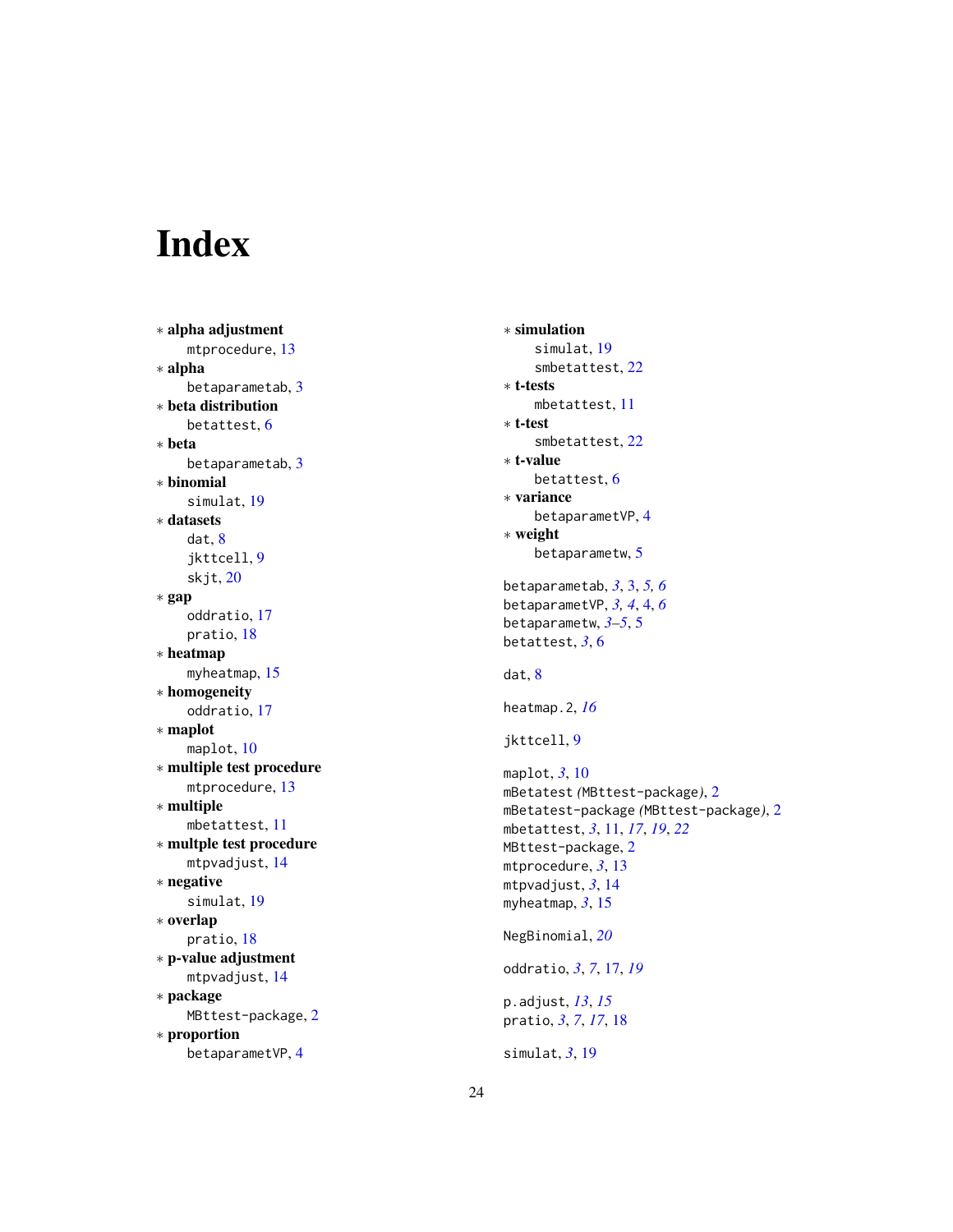# Index

∗ **alpha adjustment**
  mtprocedure, 13
∗ **alpha**
  betaparametab, 3
∗ **beta distribution**
  betattest, 6
∗ **beta**
  betaparametab, 3
∗ **binomial**
  simulat, 19
∗ **datasets**
  dat, 8
  jkttcell, 9
  skjt, 20
∗ **gap**
  oddratio, 17
  pratio, 18
∗ **heatmap**
  myheatmap, 15
∗ **homogeneity**
  oddratio, 17
∗ **maplot**
  maplot, 10
∗ **multiple test procedure**
  mtprocedure, 13
∗ **multiple**
  mbetattest, 11
∗ **multple test procedure**
  mtpvadjust, 14
∗ **negative**
  simulat, 19
∗ **overlap**
  pratio, 18
∗ **p-value adjustment**
  mtpvadjust, 14
∗ **package**
  MBttest-package, 2
∗ **proportion**
  betaparametVP, 4
∗ **simulation**
  simulat, 19
  smbetattest, 22
∗ **t-tests**
  mbetattest, 11
∗ **t-test**
  smbetattest, 22
∗ **t-value**
  betattest, 6
∗ **variance**
  betaparametVP, 4
∗ **weight**
  betaparametw, 5

betaparametab, *3*, 3, *5*, *6*
betaparametVP, *3*, *4*, 4, *6*
betaparametw, *3–5*, 5
betattest, *3*, 6

dat, 8

heatmap.2, *16*

jkttcell, 9

maplot, *3*, 10
mBetatest *(*MBttest-package*)*, 2
mBetatest-package *(*MBttest-package*)*, 2
mbetattest, *3*, 11, *17*, *19*, *22*
MBttest-package, 2
mtprocedure, *3*, 13
mtpvadjust, *3*, 14
myheatmap, *3*, 15

NegBinomial, *20*

oddratio, *3*, *7*, 17, *19*

p.adjust, *13*, *15*
pratio, *3*, *7*, *17*, 18

simulat, *3*, 19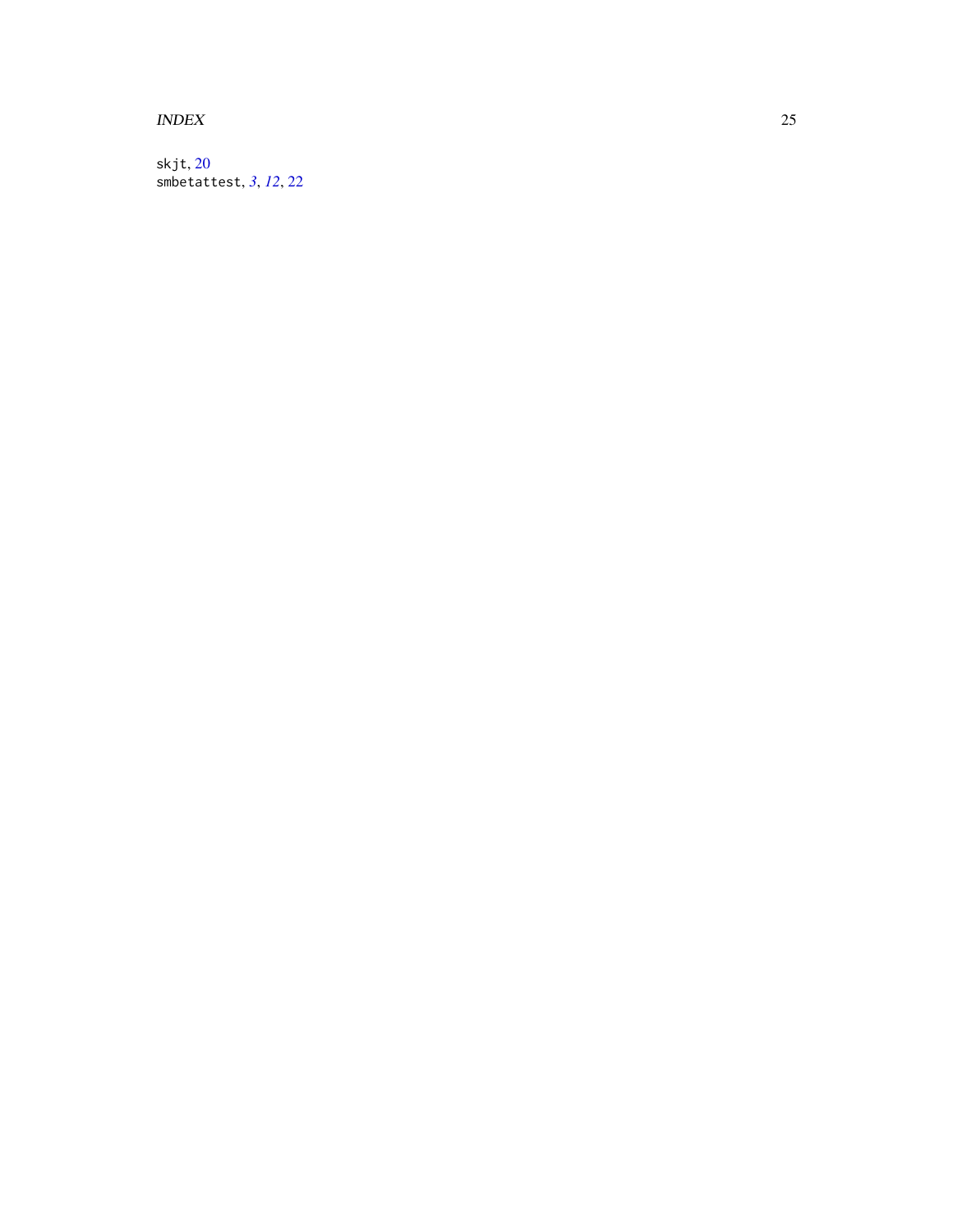skjt, 20
smbetattest, *3*, *12*, 22